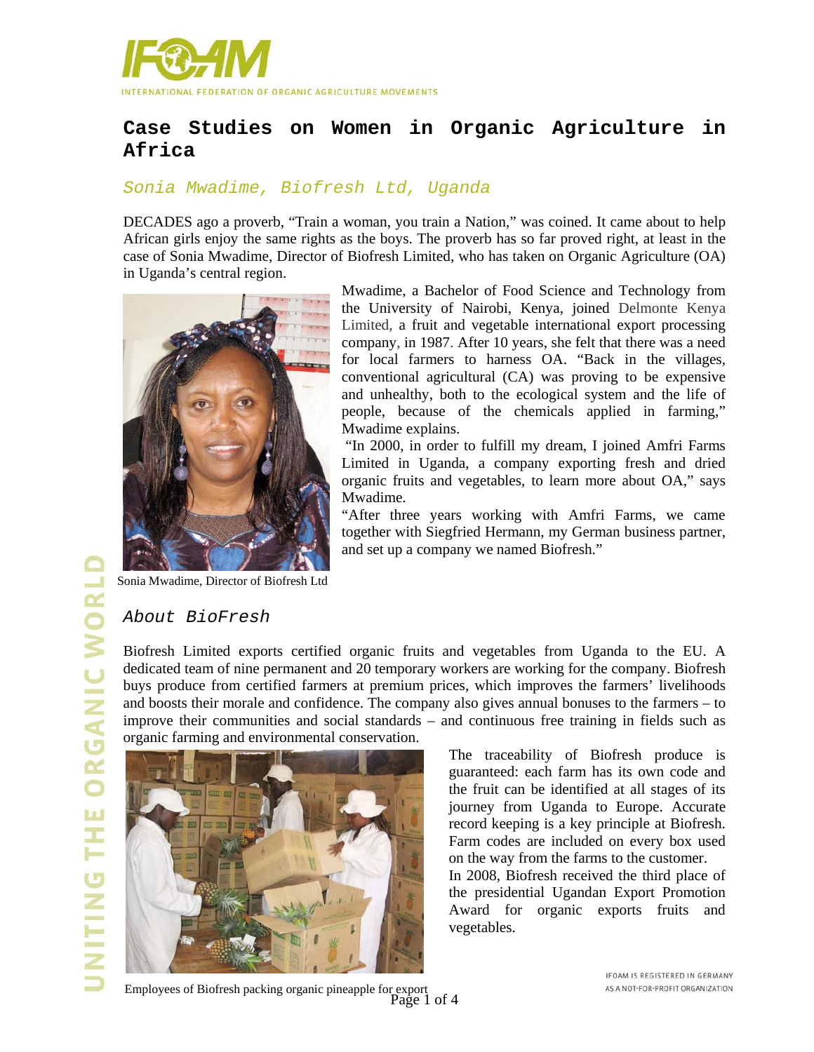# Case Studies on Women in Organic Agriculture in Africa

## *Sonia Mwadime, Biofresh Ltd, Uganda*

DECADES ago a proverb, "Train a woman, you train a Nation," was coined. It came about to help African girls enjoy the same rights as the boys. The proverb has so far proved right, at least in the case of Sonia Mwadime, Director of Biofresh Limited, who has taken on Organic Agriculture (OA) in Uganda's central region.

Sonia Mwadime, Director of Biofresh Ltd

Mwadime, a Bachelor of Food Science and Technology from the University of Nairobi, Kenya, joined Delmonte Kenya Limited, a fruit and vegetable international export processing company, in 1987. After 10 years, she felt that there was a need for local farmers to harness OA. "Back in the villages, conventional agricultural (CA) was proving to be expensive and unhealthy, both to the ecological system and the life of people, because of the chemicals applied in farming," Mwadime explains.

"In 2000, in order to fulfill my dream, I joined Amfri Farms Limited in Uganda, a company exporting fresh and dried organic fruits and vegetables, to learn more about OA," says Mwadime.

"After three years working with Amfri Farms, we came together with Siegfried Hermann, my German business partner, and set up a company we named Biofresh."

## *About BioFresh*

Biofresh Limited exports certified organic fruits and vegetables from Uganda to the EU. A dedicated team of nine permanent and 20 temporary workers are working for the company. Biofresh buys produce from certified farmers at premium prices, which improves the farmers' livelihoods and boosts their morale and confidence. The company also gives annual bonuses to the farmers – to improve their communities and social standards – and continuous free training in fields such as organic farming and environmental conservation.

The traceability of Biofresh produce is guaranteed: each farm has its own code and the fruit can be identified at all stages of its journey from Uganda to Europe. Accurate record keeping is a key principle at Biofresh. Farm codes are included on every box used on the way from the farms to the customer.

In 2008, Biofresh received the third place of the presidential Ugandan Export Promotion Award for organic exports fruits and vegetables.

Employees of Biofresh packing organic pineapple for export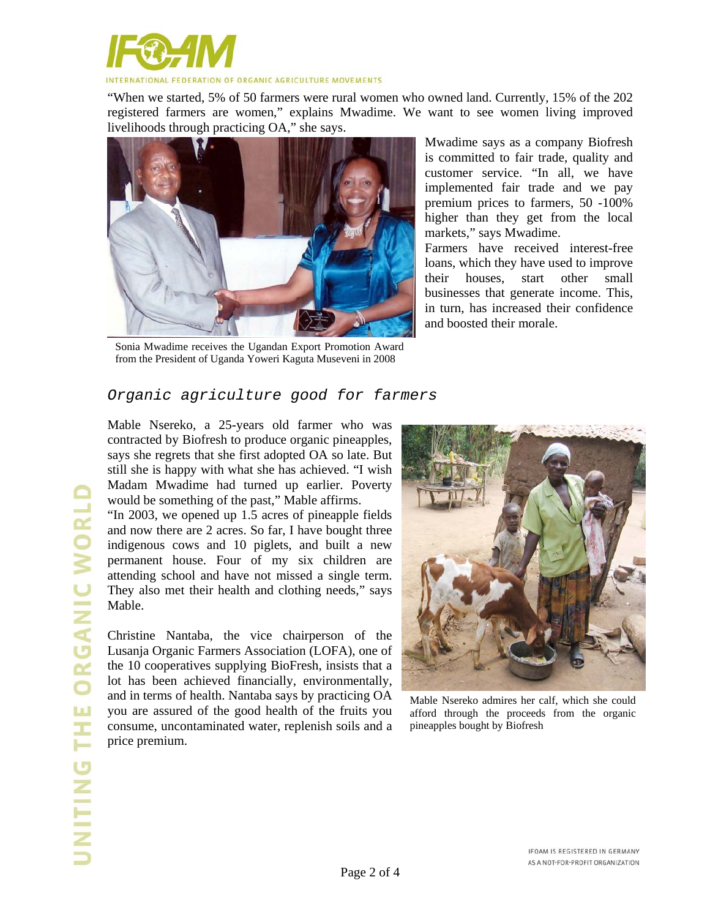"When we started, 5% of 50 farmers were rural women who owned land. Currently, 15% of the 202 registered farmers are women," explains Mwadime. We want to see women living improved livelihoods through practicing OA," she says.

Sonia Mwadime receives the Ugandan Export Promotion Award from the President of Uganda Yoweri Kaguta Museveni in 2008

Mwadime says as a company Biofresh is committed to fair trade, quality and customer service. "In all, we have implemented fair trade and we pay premium prices to farmers, 50 -100% higher than they get from the local markets," says Mwadime.

Farmers have received interest-free loans, which they have used to improve their houses, start other small businesses that generate income. This, in turn, has increased their confidence and boosted their morale.

## *Organic agriculture good for farmers*

Mable Nsereko, a 25-years old farmer who was contracted by Biofresh to produce organic pineapples, says she regrets that she first adopted OA so late. But still she is happy with what she has achieved. "I wish Madam Mwadime had turned up earlier. Poverty would be something of the past," Mable affirms.

"In 2003, we opened up 1.5 acres of pineapple fields and now there are 2 acres. So far, I have bought three indigenous cows and 10 piglets, and built a new permanent house. Four of my six children are attending school and have not missed a single term. They also met their health and clothing needs," says Mable.

Christine Nantaba, the vice chairperson of the Lusanja Organic Farmers Association (LOFA), one of the 10 cooperatives supplying BioFresh, insists that a lot has been achieved financially, environmentally, and in terms of health. Nantaba says by practicing OA you are assured of the good health of the fruits you consume, uncontaminated water, replenish soils and a price premium.

Mable Nsereko admires her calf, which she could afford through the proceeds from the organic pineapples bought by Biofresh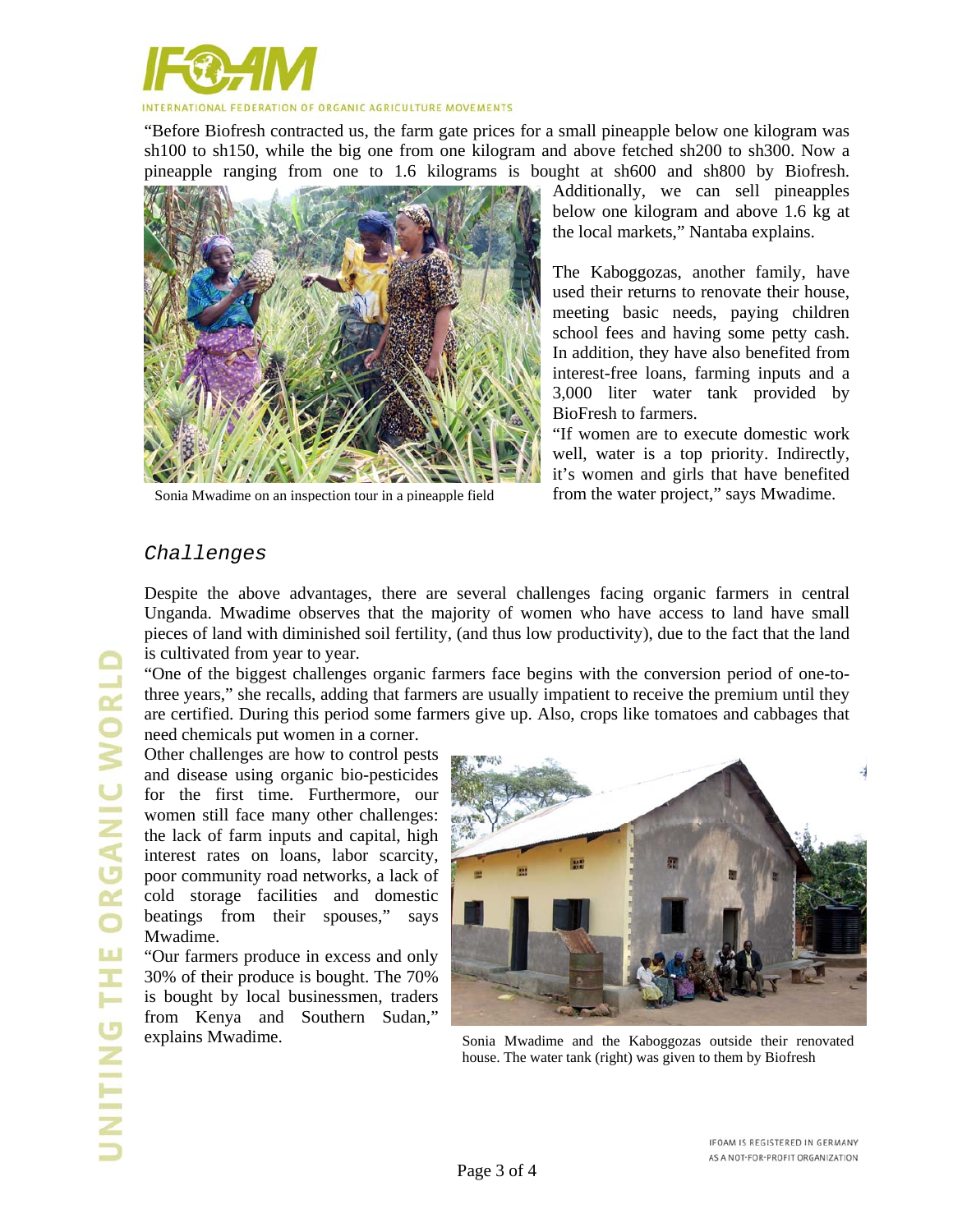"Before Biofresh contracted us, the farm gate prices for a small pineapple below one kilogram was sh100 to sh150, while the big one from one kilogram and above fetched sh200 to sh300. Now a pineapple ranging from one to 1.6 kilograms is bought at sh600 and sh800 by Biofresh. Additionally, we can sell pineapples below one kilogram and above 1.6 kg at the local markets," Nantaba explains.

Sonia Mwadime on an inspection tour in a pineapple field

The Kaboggozas, another family, have used their returns to renovate their house, meeting basic needs, paying children school fees and having some petty cash. In addition, they have also benefited from interest-free loans, farming inputs and a 3,000 liter water tank provided by BioFresh to farmers.

"If women are to execute domestic work well, water is a top priority. Indirectly, it's women and girls that have benefited from the water project," says Mwadime.

## *Challenges*

Despite the above advantages, there are several challenges facing organic farmers in central Unganda. Mwadime observes that the majority of women who have access to land have small pieces of land with diminished soil fertility, (and thus low productivity), due to the fact that the land is cultivated from year to year.

"One of the biggest challenges organic farmers face begins with the conversion period of one-to-three years," she recalls, adding that farmers are usually impatient to receive the premium until they are certified. During this period some farmers give up. Also, crops like tomatoes and cabbages that need chemicals put women in a corner.

Other challenges are how to control pests and disease using organic bio-pesticides for the first time. Furthermore, our women still face many other challenges: the lack of farm inputs and capital, high interest rates on loans, labor scarcity, poor community road networks, a lack of cold storage facilities and domestic beatings from their spouses," says Mwadime.

"Our farmers produce in excess and only 30% of their produce is bought. The 70% is bought by local businessmen, traders from Kenya and Southern Sudan," explains Mwadime.

Sonia Mwadime and the Kaboggozas outside their renovated house. The water tank (right) was given to them by Biofresh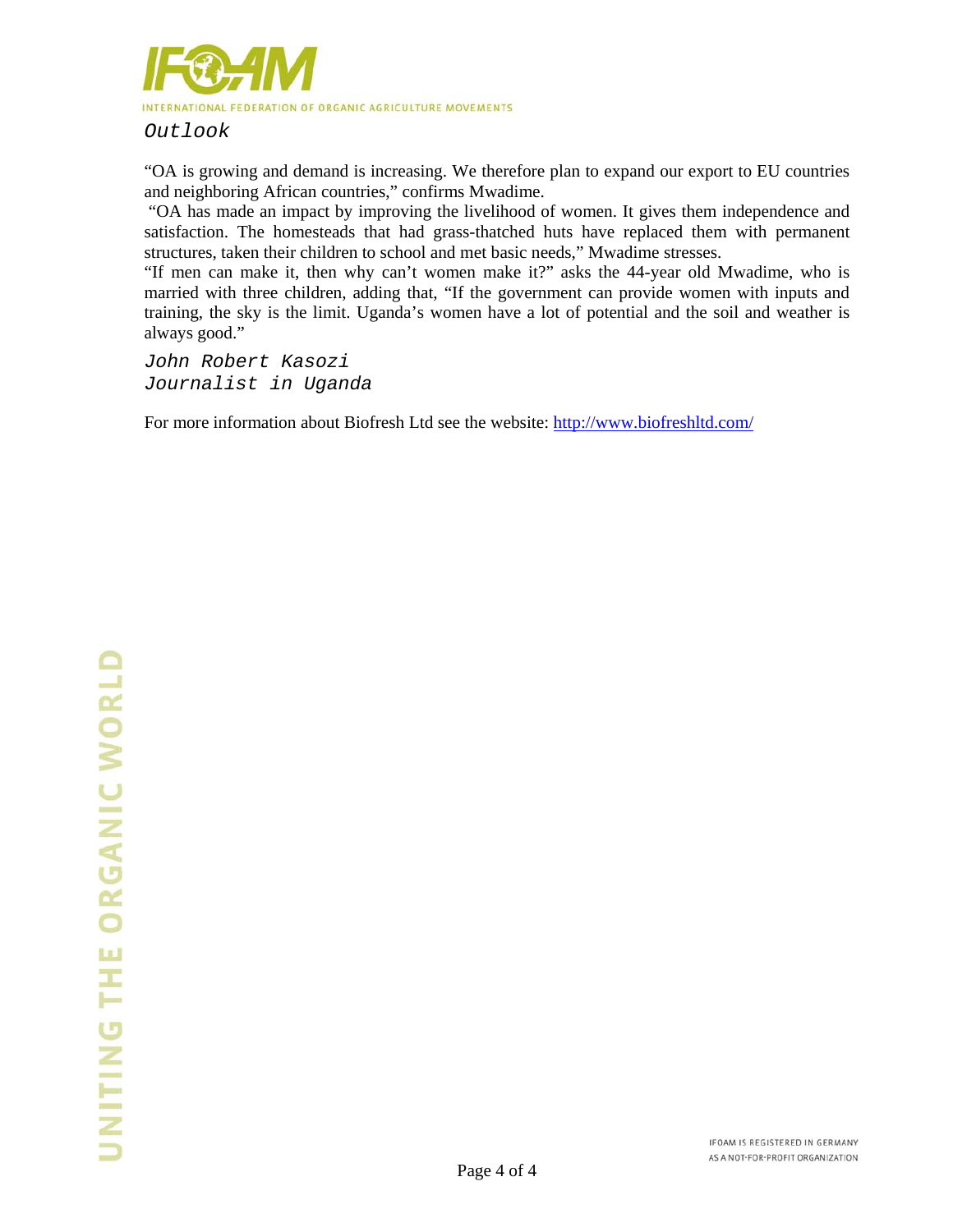*Outlook*

"OA is growing and demand is increasing. We therefore plan to expand our export to EU countries and neighboring African countries," confirms Mwadime.

"OA has made an impact by improving the livelihood of women. It gives them independence and satisfaction. The homesteads that had grass-thatched huts have replaced them with permanent structures, taken their children to school and met basic needs," Mwadime stresses.

"If men can make it, then why can't women make it?" asks the 44-year old Mwadime, who is married with three children, adding that, "If the government can provide women with inputs and training, the sky is the limit. Uganda's women have a lot of potential and the soil and weather is always good."

*John Robert Kasozi*
*Journalist in Uganda*

For more information about Biofresh Ltd see the website: [http://www.biofreshltd.com/](http://www.biofreshltd.com/)